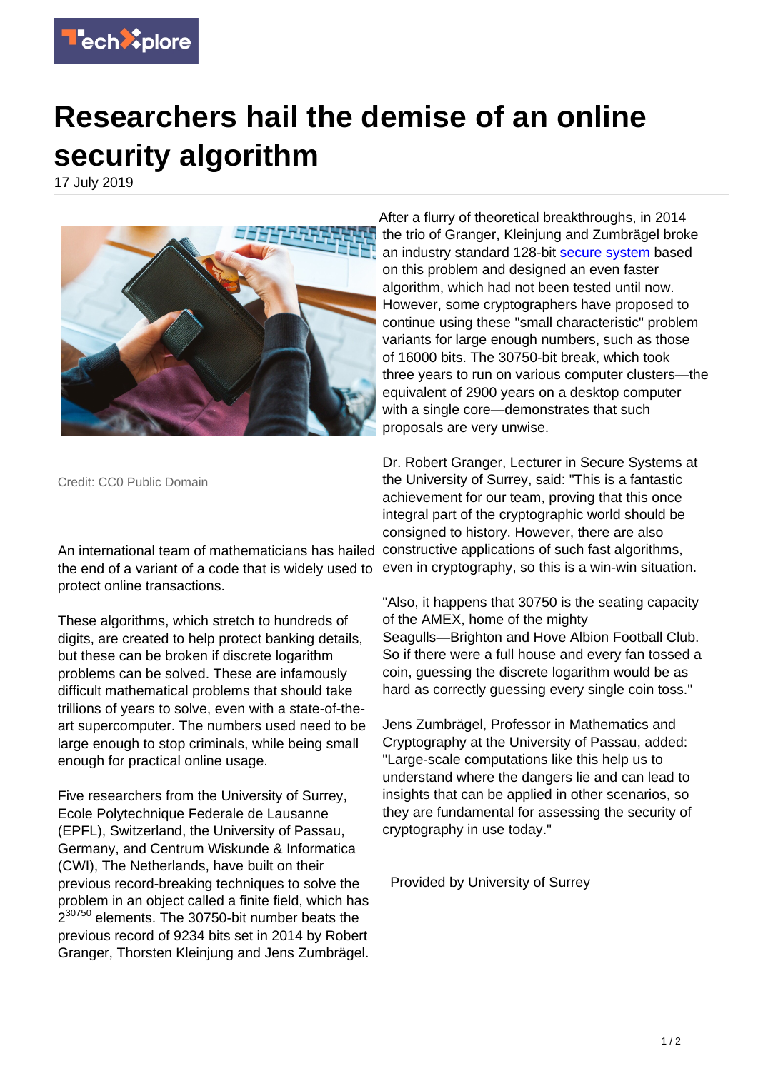# Researchers hail the demise of an online security algorithm

17 July 2019

Credit: CC0 Public Domain

An international team of mathematicians has hailed the end of a variant of a code that is widely used to protect online transactions.

These algorithms, which stretch to hundreds of digits, are created to help protect banking details, but these can be broken if discrete logarithm problems can be solved. These are infamously difficult mathematical problems that should take trillions of years to solve, even with a state-of-the-art supercomputer. The numbers used need to be large enough to stop criminals, while being small enough for practical online usage.

Five researchers from the University of Surrey, Ecole Polytechnique Federale de Lausanne (EPFL), Switzerland, the University of Passau, Germany, and Centrum Wiskunde & Informatica (CWI), The Netherlands, have built on their previous record-breaking techniques to solve the problem in an object called a finite field, which has $2^{30750}$ elements. The 30750-bit number beats the previous record of 9234 bits set in 2014 by Robert Granger, Thorsten Kleinjung and Jens Zumbrägel.

After a flurry of theoretical breakthroughs, in 2014 the trio of Granger, Kleinjung and Zumbrägel broke an industry standard 128-bit secure system based on this problem and designed an even faster algorithm, which had not been tested until now. However, some cryptographers have proposed to continue using these "small characteristic" problem variants for large enough numbers, such as those of 16000 bits. The 30750-bit break, which took three years to run on various computer clusters—the equivalent of 2900 years on a desktop computer with a single core—demonstrates that such proposals are very unwise.

Dr. Robert Granger, Lecturer in Secure Systems at the University of Surrey, said: "This is a fantastic achievement for our team, proving that this once integral part of the cryptographic world should be consigned to history. However, there are also constructive applications of such fast algorithms, even in cryptography, so this is a win-win situation.

"Also, it happens that 30750 is the seating capacity of the AMEX, home of the mighty Seagulls—Brighton and Hove Albion Football Club. So if there were a full house and every fan tossed a coin, guessing the discrete logarithm would be as hard as correctly guessing every single coin toss."

Jens Zumbrägel, Professor in Mathematics and Cryptography at the University of Passau, added: "Large-scale computations like this help us to understand where the dangers lie and can lead to insights that can be applied in other scenarios, so they are fundamental for assessing the security of cryptography in use today."

Provided by University of Surrey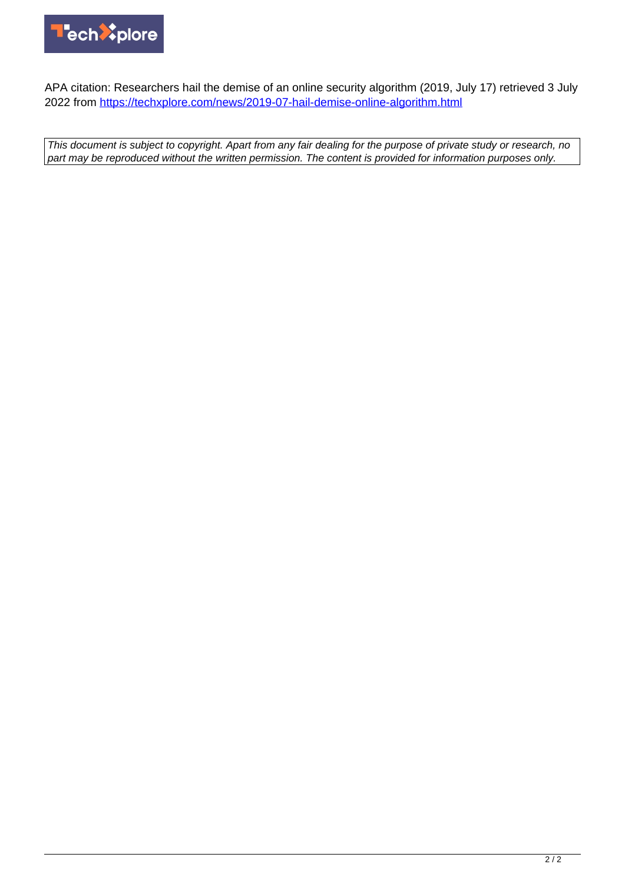APA citation: Researchers hail the demise of an online security algorithm (2019, July 17) retrieved 3 July 2022 from https://techxplore.com/news/2019-07-hail-demise-online-algorithm.html

*This document is subject to copyright. Apart from any fair dealing for the purpose of private study or research, no part may be reproduced without the written permission. The content is provided for information purposes only.*